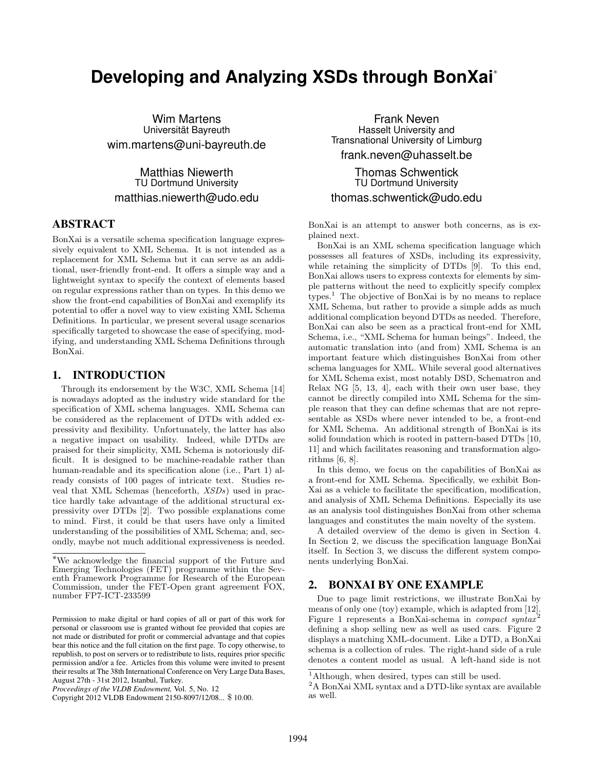# Developing and Analyzing XSDs through BonXai*

Wim Martens
Universität Bayreuth
wim.martens@uni-bayreuth.de

Frank Neven
Hasselt University and
Transnational University of Limburg
frank.neven@uhasselt.be

Matthias Niewerth
TU Dortmund University
matthias.niewerth@udo.edu

Thomas Schwentick
TU Dortmund University
thomas.schwentick@udo.edu

## ABSTRACT

BonXai is a versatile schema specification language expressively equivalent to XML Schema. It is not intended as a replacement for XML Schema but it can serve as an additional, user-friendly front-end. It offers a simple way and a lightweight syntax to specify the context of elements based on regular expressions rather than on types. In this demo we show the front-end capabilities of BonXai and exemplify its potential to offer a novel way to view existing XML Schema Definitions. In particular, we present several usage scenarios specifically targeted to showcase the ease of specifying, modifying, and understanding XML Schema Definitions through BonXai.

## 1. INTRODUCTION

Through its endorsement by the W3C, XML Schema [14] is nowadays adopted as the industry wide standard for the specification of XML schema languages. XML Schema can be considered as the replacement of DTDs with added expressivity and flexibility. Unfortunately, the latter has also a negative impact on usability. Indeed, while DTDs are praised for their simplicity, XML Schema is notoriously difficult. It is designed to be machine-readable rather than human-readable and its specification alone (i.e., Part 1) already consists of 100 pages of intricate text. Studies reveal that XML Schemas (henceforth, *XSDs*) used in practice hardly take advantage of the additional structural expressivity over DTDs [2]. Two possible explanations come to mind. First, it could be that users have only a limited understanding of the possibilities of XML Schema; and, secondly, maybe not much additional expressiveness is needed. BonXai is an attempt to answer both concerns, as is explained next.

BonXai is an XML schema specification language which possesses all features of XSDs, including its expressivity, while retaining the simplicity of DTDs [9]. To this end, BonXai allows users to express contexts for elements by simple patterns without the need to explicitly specify complex types.[1] The objective of BonXai is by no means to replace XML Schema, but rather to provide a simple adds as much additional complication beyond DTDs as needed. Therefore, BonXai can also be seen as a practical front-end for XML Schema, i.e., "XML Schema for human beings". Indeed, the automatic translation into (and from) XML Schema is an important feature which distinguishes BonXai from other schema languages for XML. While several good alternatives for XML Schema exist, most notably DSD, Schematron and Relax NG [5, 13, 4], each with their own user base, they cannot be directly compiled into XML Schema for the simple reason that they can define schemas that are not representable as XSDs where never intended to be, a front-end for XML Schema. An additional strength of BonXai is its solid foundation which is rooted in pattern-based DTDs [10, 11] and which facilitates reasoning and transformation algorithms [6, 8].

In this demo, we focus on the capabilities of BonXai as a front-end for XML Schema. Specifically, we exhibit BonXai as a vehicle to facilitate the specification, modification, and analysis of XML Schema Definitions. Especially its use as an analysis tool distinguishes BonXai from other schema languages and constitutes the main novelty of the system.

A detailed overview of the demo is given in Section 4. In Section 2, we discuss the specification language BonXai itself. In Section 3, we discuss the different system components underlying BonXai.

## 2. BONXAI BY ONE EXAMPLE

Due to page limit restrictions, we illustrate BonXai by means of only one (toy) example, which is adapted from [12]. Figure 1 represents a BonXai-schema in *compact syntax*[2] defining a shop selling new as well as used cars. Figure 2 displays a matching XML-document. Like a DTD, a BonXai schema is a collection of rules. The right-hand side of a rule denotes a content model as usual. A left-hand side is not

*We acknowledge the financial support of the Future and Emerging Technologies (FET) programme within the Seventh Framework Programme for Research of the European Commission, under the FET-Open grant agreement FOX, number FP7-ICT-233599

Permission to make digital or hard copies of all or part of this work for personal or classroom use is granted without fee provided that copies are not made or distributed for profit or commercial advantage and that copies bear this notice and the full citation on the first page. To copy otherwise, to republish, to post on servers or to redistribute to lists, requires prior specific permission and/or a fee. Articles from this volume were invited to present their results at The 38th International Conference on Very Large Data Bases, August 27th - 31st 2012, Istanbul, Turkey.
*Proceedings of the VLDB Endowment,* Vol. 5, No. 12
Copyright 2012 VLDB Endowment 2150-8097/12/08... $ 10.00.

[1] Although, when desired, types can still be used.

[2] A BonXai XML syntax and a DTD-like syntax are available as well.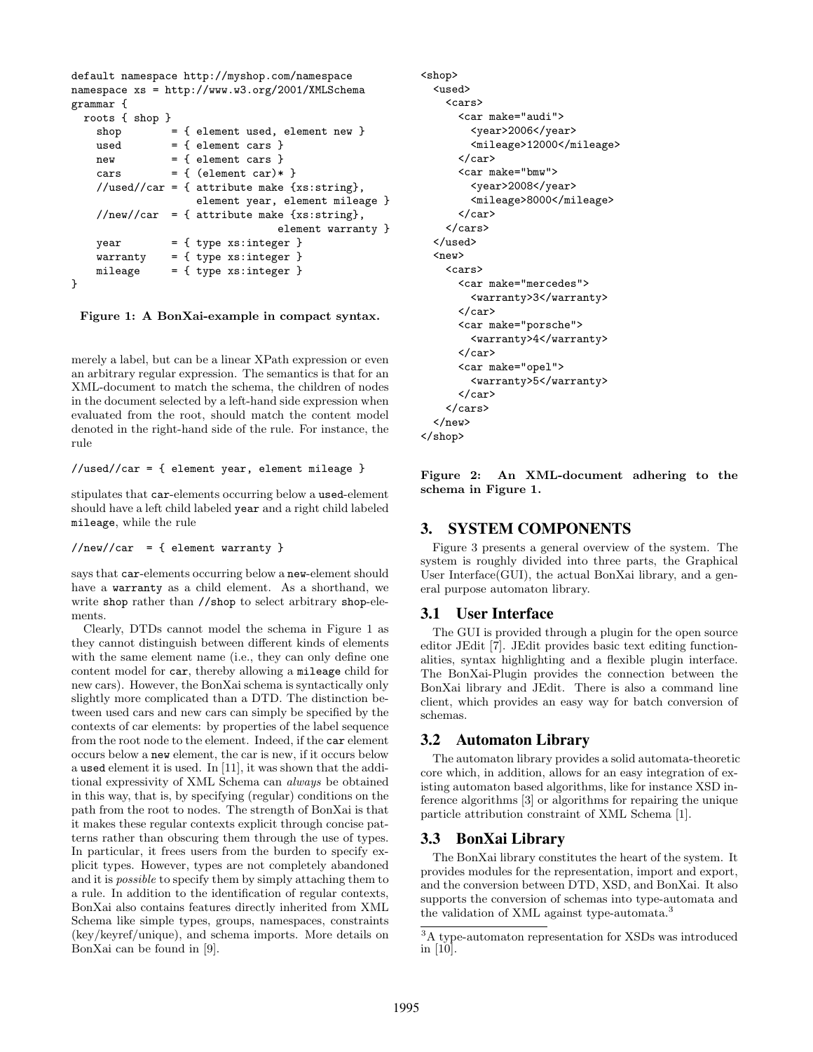```
default namespace http://myshop.com/namespace
namespace xs = http://www.w3.org/2001/XMLSchema
grammar {
  roots { shop }
    shop        = { element used, element new }
    used        = { element cars }
    new         = { element cars }
    cars        = { (element car)* }
    //used//car = { attribute make {xs:string},
                    element year, element mileage }
    //new//car  = { attribute make {xs:string},
                                  element warranty }
    year        = { type xs:integer }
    warranty    = { type xs:integer }
    mileage     = { type xs:integer }
}
```

**Figure 1: A BonXai-example in compact syntax.**

merely a label, but can be a linear XPath expression or even an arbitrary regular expression. The semantics is that for an XML-document to match the schema, the children of nodes in the document selected by a left-hand side expression when evaluated from the root, should match the content model denoted in the right-hand side of the rule. For instance, the rule

```
//used//car = { element year, element mileage }
```

stipulates that car-elements occurring below a used-element should have a left child labeled year and a right child labeled mileage, while the rule

```
//new//car  = { element warranty }
```

says that car-elements occurring below a new-element should have a warranty as a child element. As a shorthand, we write shop rather than //shop to select arbitrary shop-elements.

Clearly, DTDs cannot model the schema in Figure 1 as they cannot distinguish between different kinds of elements with the same element name (i.e., they can only define one content model for car, thereby allowing a mileage child for new cars). However, the BonXai schema is syntactically only slightly more complicated than a DTD. The distinction between used cars and new cars can simply be specified by the contexts of car elements: by properties of the label sequence from the root node to the element. Indeed, if the car element occurs below a new element, the car is new, if it occurs below a used element it is used. In [11], it was shown that the additional expressivity of XML Schema can *always* be obtained in this way, that is, by specifying (regular) conditions on the path from the root to nodes. The strength of BonXai is that it makes these regular contexts explicit through concise patterns rather than obscuring them through the use of types. In particular, it frees users from the burden to specify explicit types. However, types are not completely abandoned and it is *possible* to specify them by simply attaching them to a rule. In addition to the identification of regular contexts, BonXai also contains features directly inherited from XML Schema like simple types, groups, namespaces, constraints (key/keyref/unique), and schema imports. More details on BonXai can be found in [9].

```
<shop>
  <used>
    <cars>
      <car make="audi">
        <year>2006</year>
        <mileage>12000</mileage>
      </car>
      <car make="bmw">
        <year>2008</year>
        <mileage>8000</mileage>
      </car>
    </cars>
  </used>
  <new>
    <cars>
      <car make="mercedes">
        <warranty>3</warranty>
      </car>
      <car make="porsche">
        <warranty>4</warranty>
      </car>
      <car make="opel">
        <warranty>5</warranty>
      </car>
    </cars>
  </new>
</shop>
```

**Figure 2: An XML-document adhering to the schema in Figure 1.**

## 3. SYSTEM COMPONENTS

Figure 3 presents a general overview of the system. The system is roughly divided into three parts, the Graphical User Interface(GUI), the actual BonXai library, and a general purpose automaton library.

### 3.1 User Interface

The GUI is provided through a plugin for the open source editor JEdit [7]. JEdit provides basic text editing functionalities, syntax highlighting and a flexible plugin interface. The BonXai-Plugin provides the connection between the BonXai library and JEdit. There is also a command line client, which provides an easy way for batch conversion of schemas.

### 3.2 Automaton Library

The automaton library provides a solid automata-theoretic core which, in addition, allows for an easy integration of existing automaton based algorithms, like for instance XSD inference algorithms [3] or algorithms for repairing the unique particle attribution constraint of XML Schema [1].

### 3.3 BonXai Library

The BonXai library constitutes the heart of the system. It provides modules for the representation, import and export, and the conversion between DTD, XSD, and BonXai. It also supports the conversion of schemas into type-automata and the validation of XML against type-automata.[3]

[3] A type-automaton representation for XSDs was introduced in [10].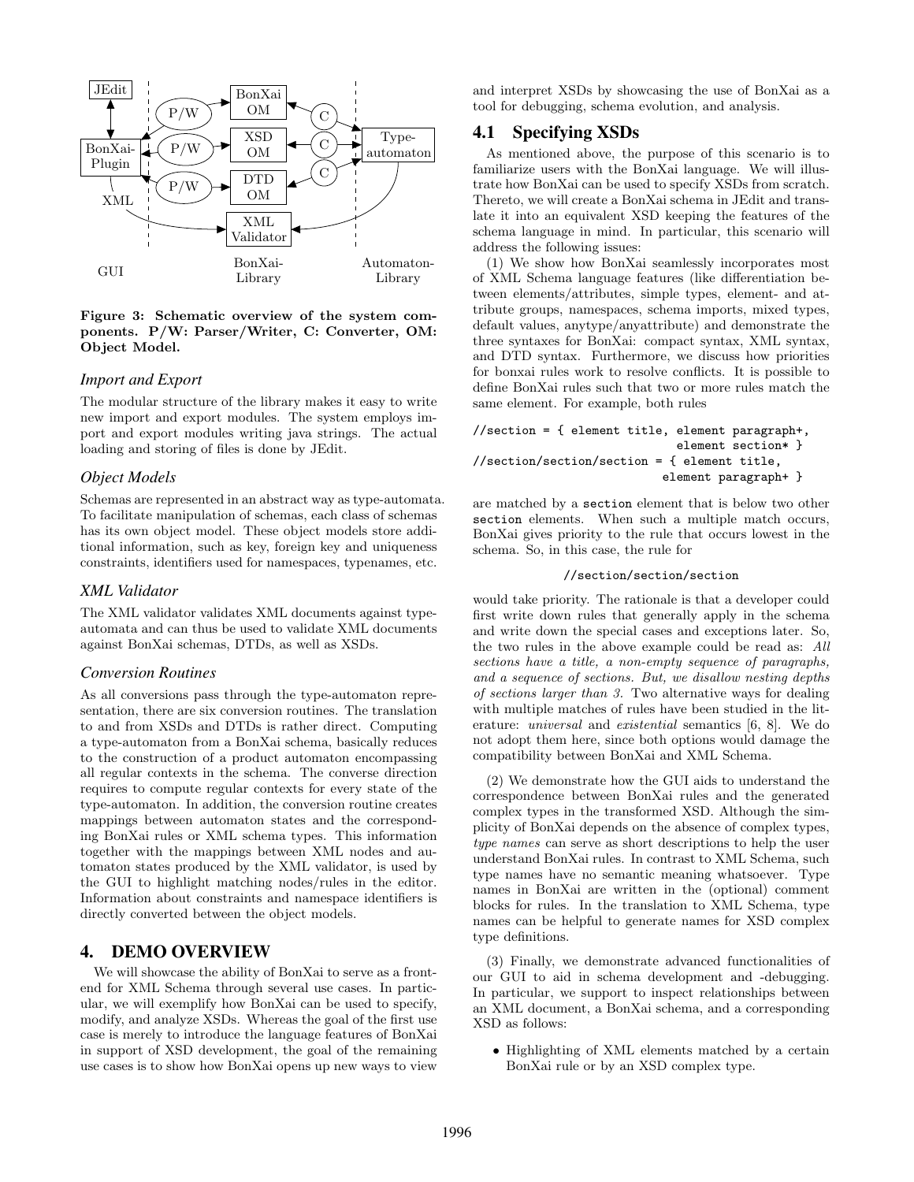JEdit

P/W

BonXai OM

C

BonXai-Plugin

P/W

XSD OM

C

Type-automaton

P/W

DTD OM

C

XML

XML Validator

GUI

BonXai-Library

Automaton-Library

**Figure 3: Schematic overview of the system components. P/W: Parser/Writer, C: Converter, OM: Object Model.**

### *Import and Export*

The modular structure of the library makes it easy to write new import and export modules. The system employs import and export modules writing java strings. The actual loading and storing of files is done by JEdit.

### *Object Models*

Schemas are represented in an abstract way as type-automata. To facilitate manipulation of schemas, each class of schemas has its own object model. These object models store additional information, such as key, foreign key and uniqueness constraints, identifiers used for namespaces, typenames, etc.

### *XML Validator*

The XML validator validates XML documents against type-automata and can thus be used to validate XML documents against BonXai schemas, DTDs, as well as XSDs.

### *Conversion Routines*

As all conversions pass through the type-automaton representation, there are six conversion routines. The translation to and from XSDs and DTDs is rather direct. Computing a type-automaton from a BonXai schema, basically reduces to the construction of a product automaton encompassing all regular contexts in the schema. The converse direction requires to compute regular contexts for every state of the type-automaton. In addition, the conversion routine creates mappings between automaton states and the corresponding BonXai rules or XML schema types. This information together with the mappings between XML nodes and automaton states produced by the XML validator, is used by the GUI to highlight matching nodes/rules in the editor. Information about constraints and namespace identifiers is directly converted between the object models.

## 4. DEMO OVERVIEW

We will showcase the ability of BonXai to serve as a front-end for XML Schema through several use cases. In particular, we will exemplify how BonXai can be used to specify, modify, and analyze XSDs. Whereas the goal of the first use case is merely to introduce the language features of BonXai in support of XSD development, the goal of the remaining use cases is to show how BonXai opens up new ways to view and interpret XSDs by showcasing the use of BonXai as a tool for debugging, schema evolution, and analysis.

### 4.1 Specifying XSDs

As mentioned above, the purpose of this scenario is to familiarize users with the BonXai language. We will illustrate how BonXai can be used to specify XSDs from scratch. Thereto, we will create a BonXai schema in JEdit and translate it into an equivalent XSD keeping the features of the schema language in mind. In particular, this scenario will address the following issues:

(1) We show how BonXai seamlessly incorporates most of XML Schema language features (like differentiation between elements/attributes, simple types, element- and attribute groups, namespaces, schema imports, mixed types, default values, anytype/anyattribute) and demonstrate the three syntaxes for BonXai: compact syntax, XML syntax, and DTD syntax. Furthermore, we discuss how priorities for bonxai rules work to resolve conflicts. It is possible to define BonXai rules such that two or more rules match the same element. For example, both rules

```
//section = { element title, element paragraph+,
                                element section* }
//section/section/section = { element title,
                               element paragraph+ }
```

are matched by a `section` element that is below two other `section` elements. When such a multiple match occurs, BonXai gives priority to the rule that occurs lowest in the schema. So, in this case, the rule for

```
//section/section/section
```

would take priority. The rationale is that a developer could first write down rules that generally apply in the schema and write down the special cases and exceptions later. So, the two rules in the above example could be read as: *All sections have a title, a non-empty sequence of paragraphs, and a sequence of sections. But, we disallow nesting depths of sections larger than 3.* Two alternative ways for dealing with multiple matches of rules have been studied in the literature: *universal* and *existential* semantics [6, 8]. We do not adopt them here, since both options would damage the compatibility between BonXai and XML Schema.

(2) We demonstrate how the GUI aids to understand the correspondence between BonXai rules and the generated complex types in the transformed XSD. Although the simplicity of BonXai depends on the absence of complex types, *type names* can serve as short descriptions to help the user understand BonXai rules. In contrast to XML Schema, such type names have no semantic meaning whatsoever. Type names in BonXai are written in the (optional) comment blocks for rules. In the translation to XML Schema, type names can be helpful to generate names for XSD complex type definitions.

(3) Finally, we demonstrate advanced functionalities of our GUI to aid in schema development and -debugging. In particular, we support to inspect relationships between an XML document, a BonXai schema, and a corresponding XSD as follows:

- Highlighting of XML elements matched by a certain BonXai rule or by an XSD complex type.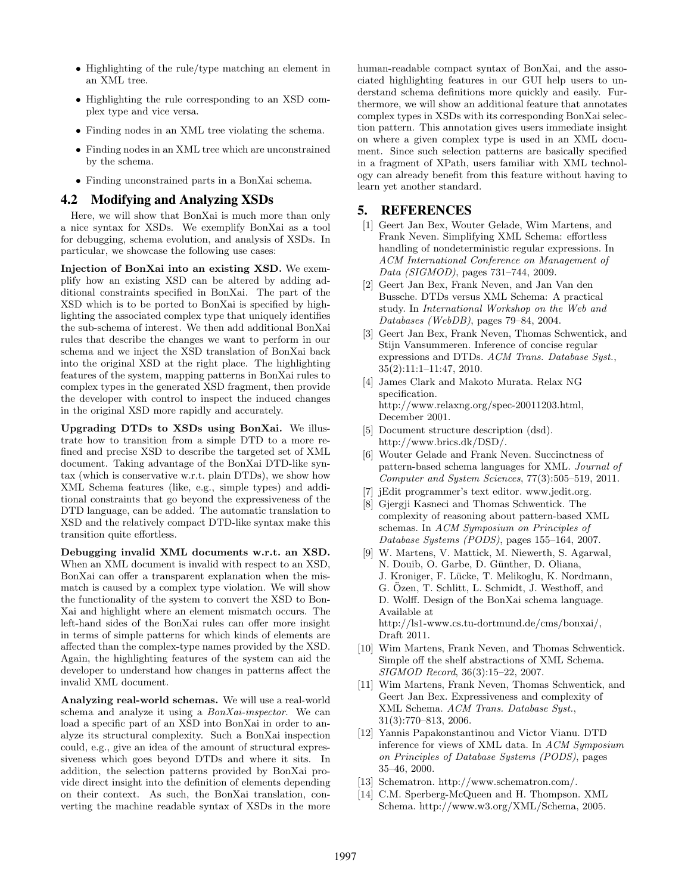- Highlighting of the rule/type matching an element in an XML tree.
- Highlighting the rule corresponding to an XSD complex type and vice versa.
- Finding nodes in an XML tree violating the schema.
- Finding nodes in an XML tree which are unconstrained by the schema.
- Finding unconstrained parts in a BonXai schema.

## 4.2 Modifying and Analyzing XSDs

Here, we will show that BonXai is much more than only a nice syntax for XSDs. We exemplify BonXai as a tool for debugging, schema evolution, and analysis of XSDs. In particular, we showcase the following use cases:

**Injection of BonXai into an existing XSD.** We exemplify how an existing XSD can be altered by adding additional constraints specified in BonXai. The part of the XSD which is to be ported to BonXai is specified by highlighting the associated complex type that uniquely identifies the sub-schema of interest. We then add additional BonXai rules that describe the changes we want to perform in our schema and we inject the XSD translation of BonXai back into the original XSD at the right place. The highlighting features of the system, mapping patterns in BonXai rules to complex types in the generated XSD fragment, then provide the developer with control to inspect the induced changes in the original XSD more rapidly and accurately.

**Upgrading DTDs to XSDs using BonXai.** We illustrate how to transition from a simple DTD to a more refined and precise XSD to describe the targeted set of XML document. Taking advantage of the BonXai DTD-like syntax (which is conservative w.r.t. plain DTDs), we show how XML Schema features (like, e.g., simple types) and additional constraints that go beyond the expressiveness of the DTD language, can be added. The automatic translation to XSD and the relatively compact DTD-like syntax make this transition quite effortless.

**Debugging invalid XML documents w.r.t. an XSD.** When an XML document is invalid with respect to an XSD, BonXai can offer a transparent explanation when the mismatch is caused by a complex type violation. We will show the functionality of the system to convert the XSD to BonXai and highlight where an element mismatch occurs. The left-hand sides of the BonXai rules can offer more insight in terms of simple patterns for which kinds of elements are affected than the complex-type names provided by the XSD. Again, the highlighting features of the system can aid the developer to understand how changes in patterns affect the invalid XML document.

**Analyzing real-world schemas.** We will use a real-world schema and analyze it using a *BonXai-inspector*. We can load a specific part of an XSD into BonXai in order to analyze its structural complexity. Such a BonXai inspection could, e.g., give an idea of the amount of structural expressiveness which goes beyond DTDs and where it sits. In addition, the selection patterns provided by BonXai provide direct insight into the definition of elements depending on their context. As such, the BonXai translation, converting the machine readable syntax of XSDs in the more human-readable compact syntax of BonXai, and the associated highlighting features in our GUI help users to understand schema definitions more quickly and easily. Furthermore, we will show an additional feature that annotates complex types in XSDs with its corresponding BonXai selection pattern. This annotation gives users immediate insight on where a given complex type is used in an XML document. Since such selection patterns are basically specified in a fragment of XPath, users familiar with XML technology can already benefit from this feature without having to learn yet another standard.

# 5. REFERENCES

[1] Geert Jan Bex, Wouter Gelade, Wim Martens, and Frank Neven. Simplifying XML Schema: effortless handling of nondeterministic regular expressions. In *ACM International Conference on Management of Data (SIGMOD)*, pages 731–744, 2009.

[2] Geert Jan Bex, Frank Neven, and Jan Van den Bussche. DTDs versus XML Schema: A practical study. In *International Workshop on the Web and Databases (WebDB)*, pages 79–84, 2004.

[3] Geert Jan Bex, Frank Neven, Thomas Schwentick, and Stijn Vansummeren. Inference of concise regular expressions and DTDs. *ACM Trans. Database Syst.*, 35(2):11:1–11:47, 2010.

[4] James Clark and Makoto Murata. Relax NG specification. http://www.relaxng.org/spec-20011203.html, December 2001.

[5] Document structure description (dsd). http://www.brics.dk/DSD/.

[6] Wouter Gelade and Frank Neven. Succinctness of pattern-based schema languages for XML. *Journal of Computer and System Sciences*, 77(3):505–519, 2011.

[7] jEdit programmer's text editor. www.jedit.org.

[8] Gjergji Kasneci and Thomas Schwentick. The complexity of reasoning about pattern-based XML schemas. In *ACM Symposium on Principles of Database Systems (PODS)*, pages 155–164, 2007.

[9] W. Martens, V. Mattick, M. Niewerth, S. Agarwal, N. Douib, O. Garbe, D. Günther, D. Oliana, J. Kroniger, F. Lücke, T. Melikoglu, K. Nordmann, G. Özen, T. Schlitt, L. Schmidt, J. Westhoff, and D. Wolff. Design of the BonXai schema language. Available at http://ls1-www.cs.tu-dortmund.de/cms/bonxai/, Draft 2011.

[10] Wim Martens, Frank Neven, and Thomas Schwentick. Simple off the shelf abstractions of XML Schema. *SIGMOD Record*, 36(3):15–22, 2007.

[11] Wim Martens, Frank Neven, Thomas Schwentick, and Geert Jan Bex. Expressiveness and complexity of XML Schema. *ACM Trans. Database Syst.*, 31(3):770–813, 2006.

[12] Yannis Papakonstantinou and Victor Vianu. DTD inference for views of XML data. In *ACM Symposium on Principles of Database Systems (PODS)*, pages 35–46, 2000.

[13] Schematron. http://www.schematron.com/.

[14] C.M. Sperberg-McQueen and H. Thompson. XML Schema. http://www.w3.org/XML/Schema, 2005.